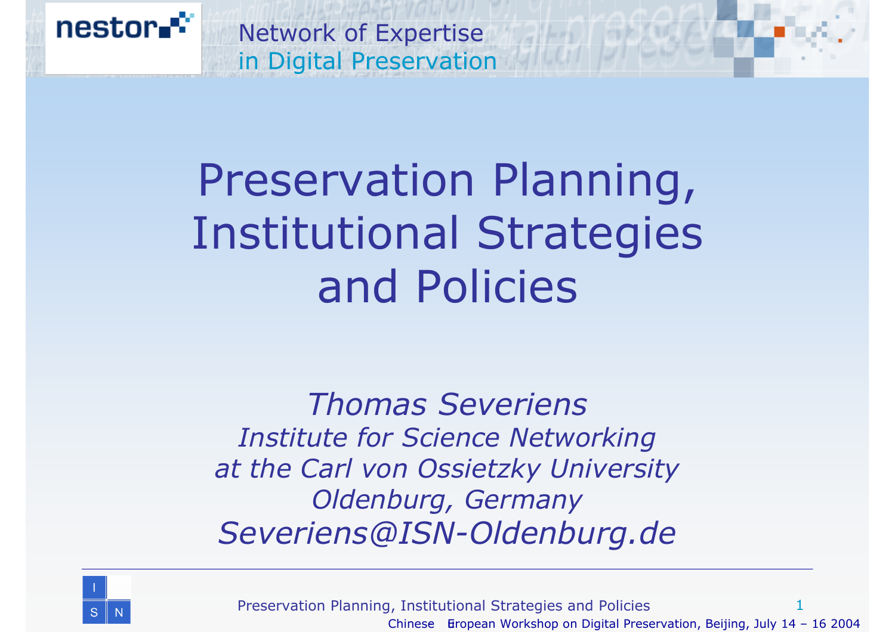nestor

Network of Expertise
in Digital Preservation

# Preservation Planning, Institutional Strategies and Policies

*Thomas Severiens*
*Institute for Science Networking*
*at the Carl von Ossietzky University*
*Oldenburg, Germany*
*Severiens@ISN-Oldenburg.de*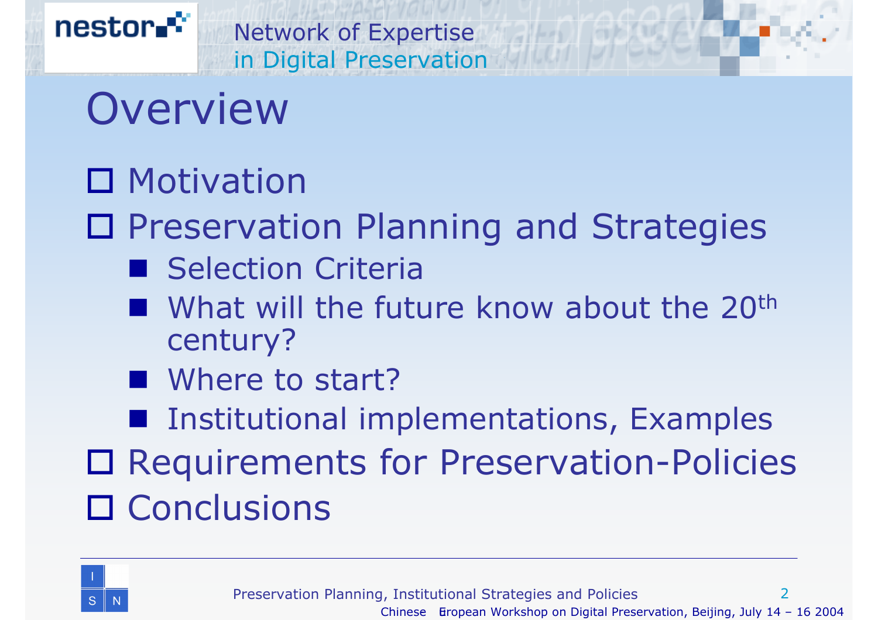# Overview

- Motivation
- Preservation Planning and Strategies
  - Selection Criteria
  - What will the future know about the 20th century?
  - Where to start?
  - Institutional implementations, Examples
- Requirements for Preservation-Policies
- Conclusions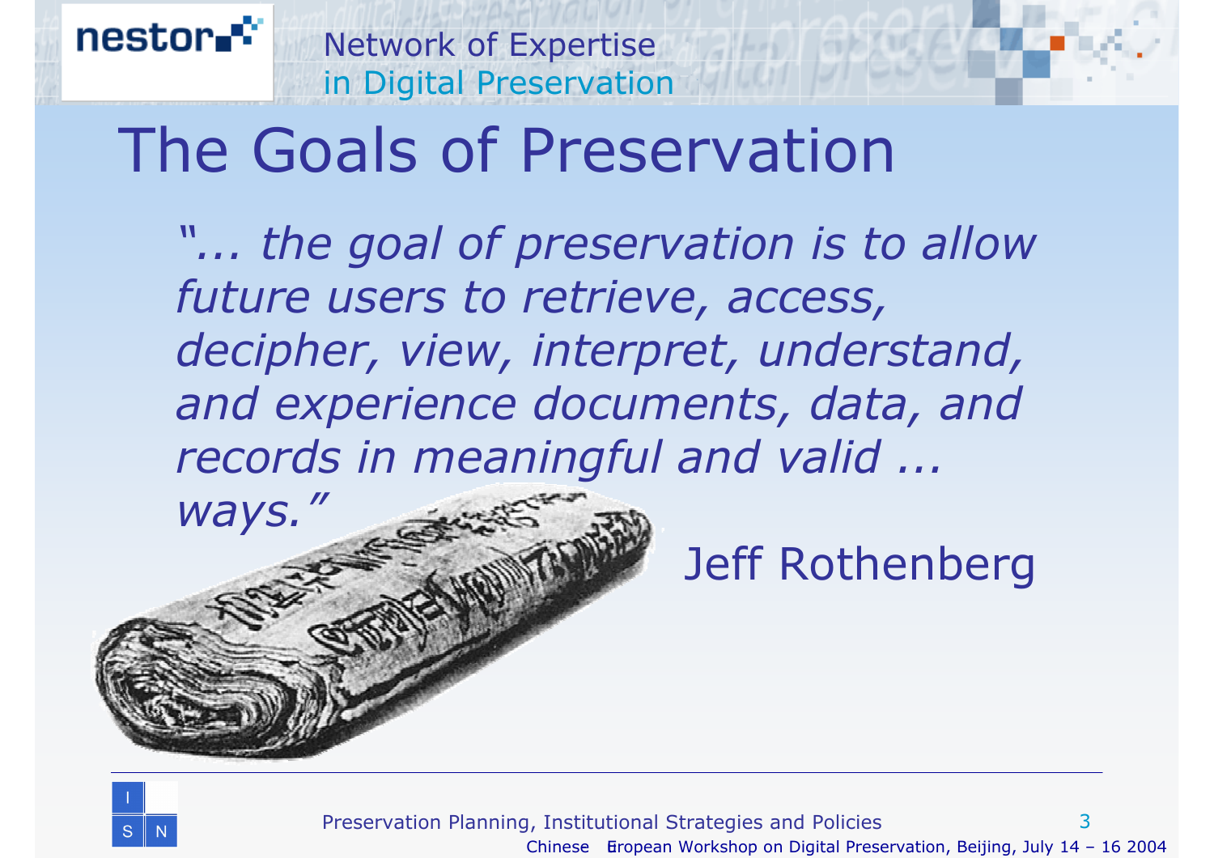# The Goals of Preservation

*"... the goal of preservation is to allow future users to retrieve, access, decipher, view, interpret, understand, and experience documents, data, and records in meaningful and valid ... ways."*

Jeff Rothenberg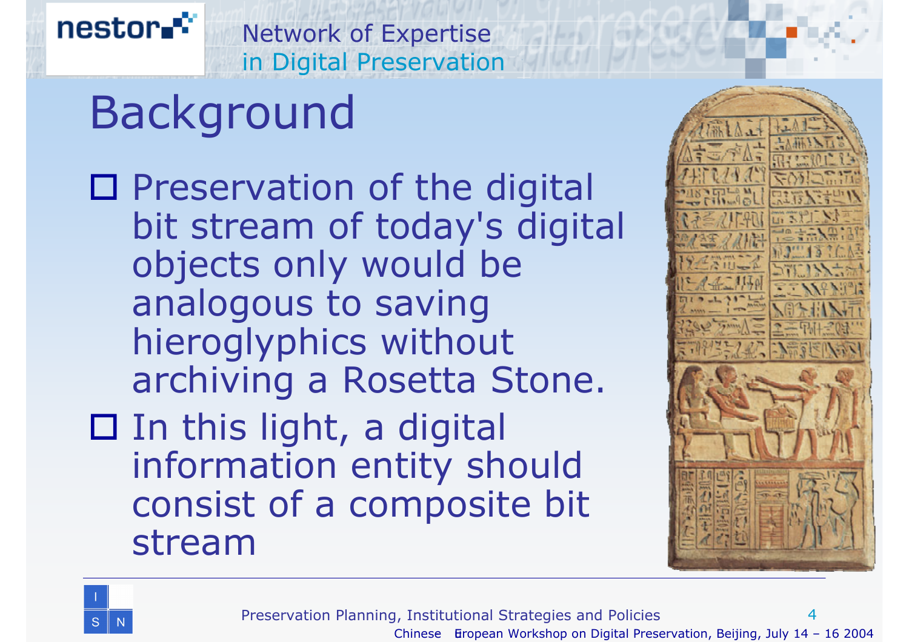# Background

- Preservation of the digital bit stream of today's digital objects only would be analogous to saving hieroglyphics without archiving a Rosetta Stone.
- In this light, a digital information entity should consist of a composite bit stream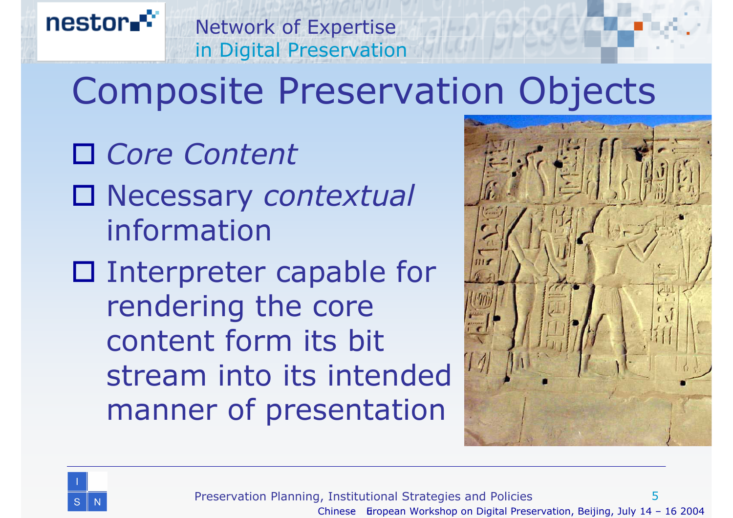# Composite Preservation Objects

- *Core Content*
- Necessary *contextual* information
- Interpreter capable for rendering the core content form its bit stream into its intended manner of presentation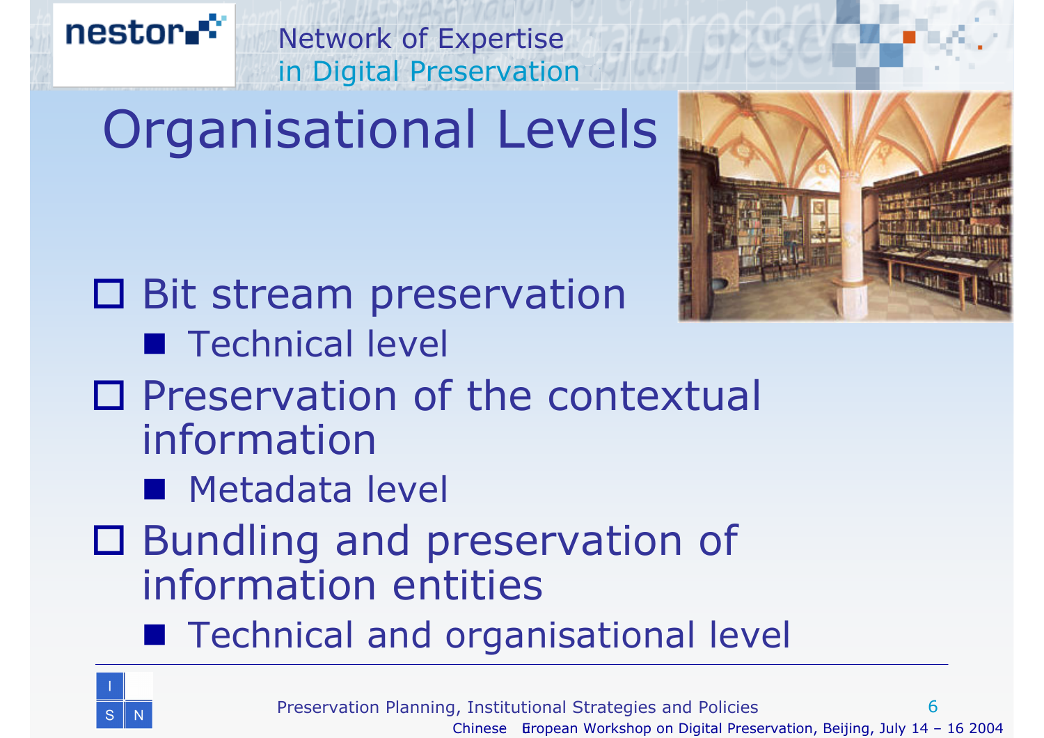# Organisational Levels

- Bit stream preservation
  - Technical level
- Preservation of the contextual information
  - Metadata level
- Bundling and preservation of information entities
  - Technical and organisational level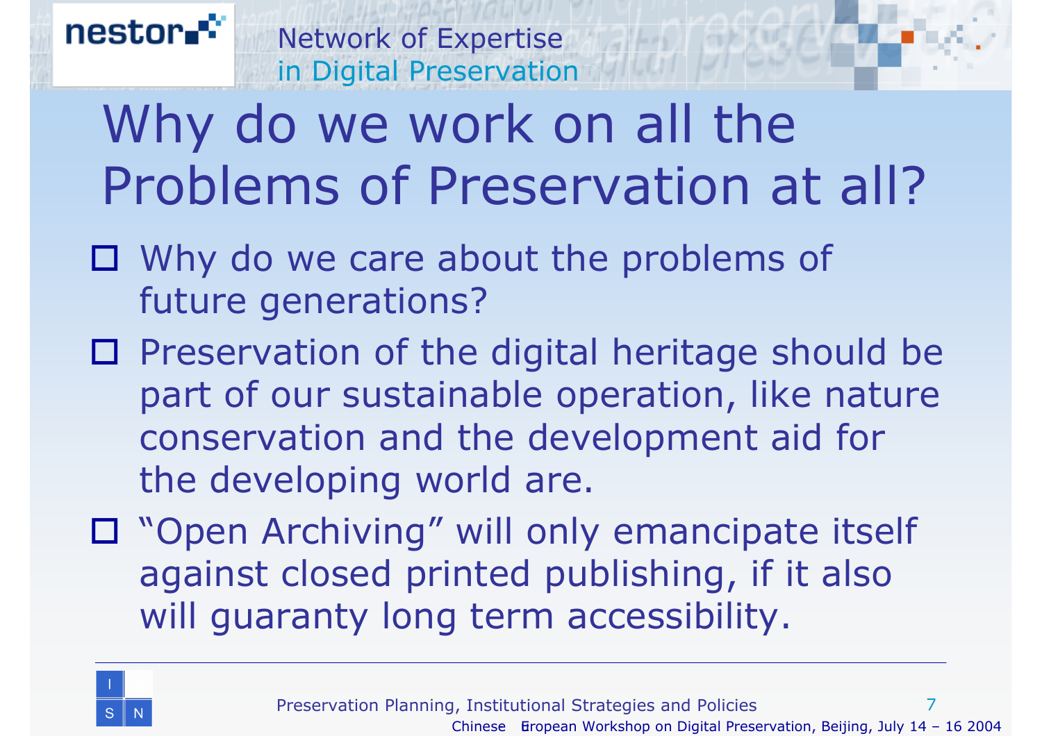# Why do we work on all the Problems of Preservation at all?

- Why do we care about the problems of future generations?
- Preservation of the digital heritage should be part of our sustainable operation, like nature conservation and the development aid for the developing world are.
- "Open Archiving" will only emancipate itself against closed printed publishing, if it also will guaranty long term accessibility.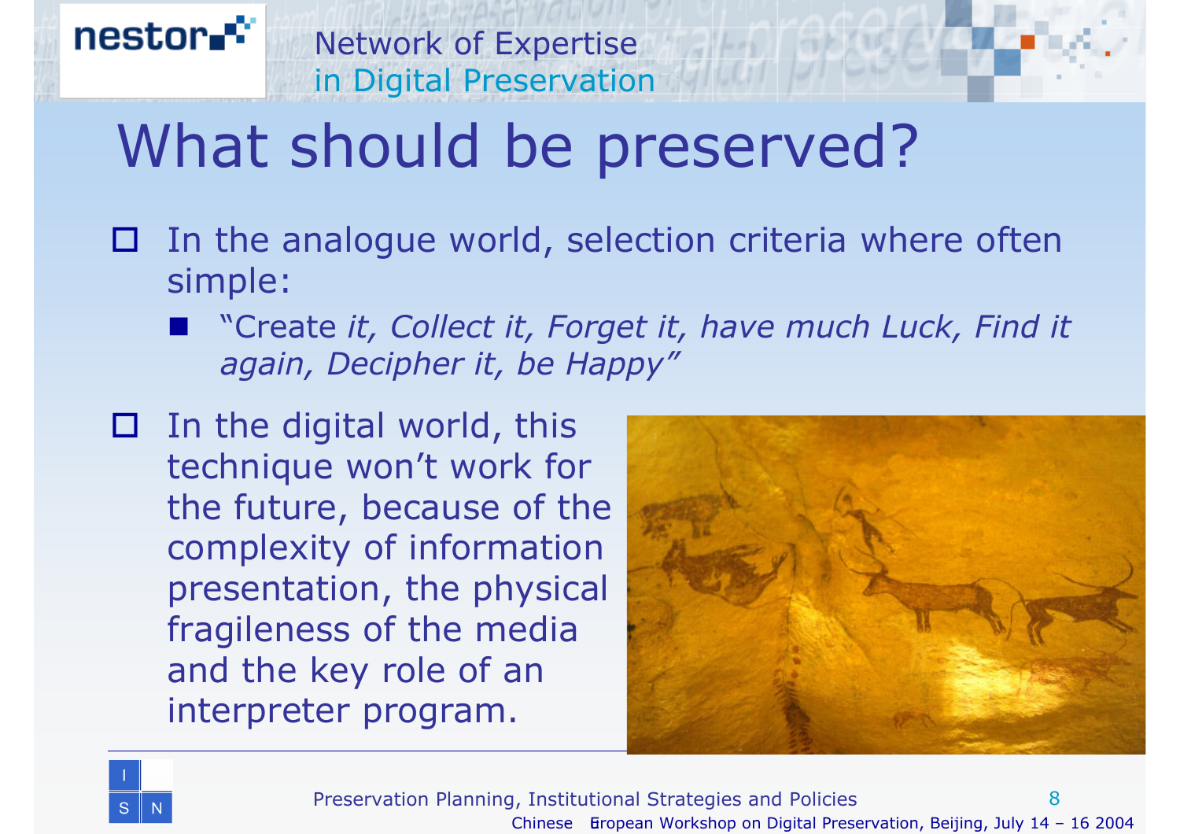# What should be preserved?

- In the analogue world, selection criteria where often simple:
  - "Create *it, Collect it, Forget it, have much Luck, Find it again, Decipher it, be Happy"*
- In the digital world, this technique won't work for the future, because of the complexity of information presentation, the physical fragileness of the media and the key role of an interpreter program.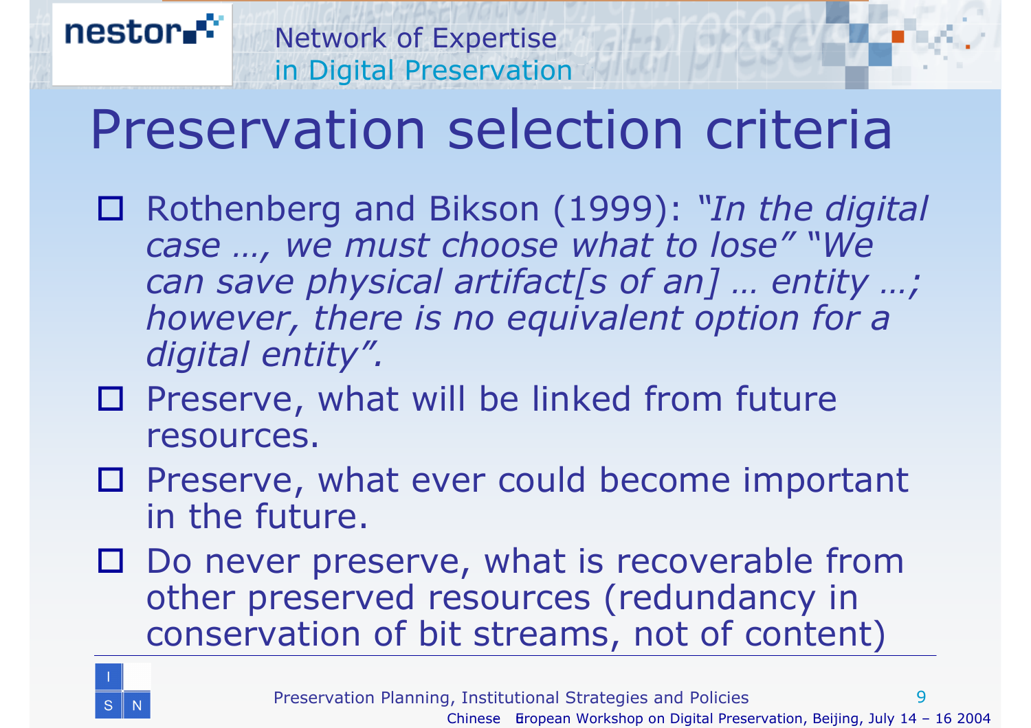# Preservation selection criteria

- Rothenberg and Bikson (1999): *"In the digital case …, we must choose what to lose" "We can save physical artifact[s of an] … entity …; however, there is no equivalent option for a digital entity".*
- Preserve, what will be linked from future resources.
- Preserve, what ever could become important in the future.
- Do never preserve, what is recoverable from other preserved resources (redundancy in conservation of bit streams, not of content)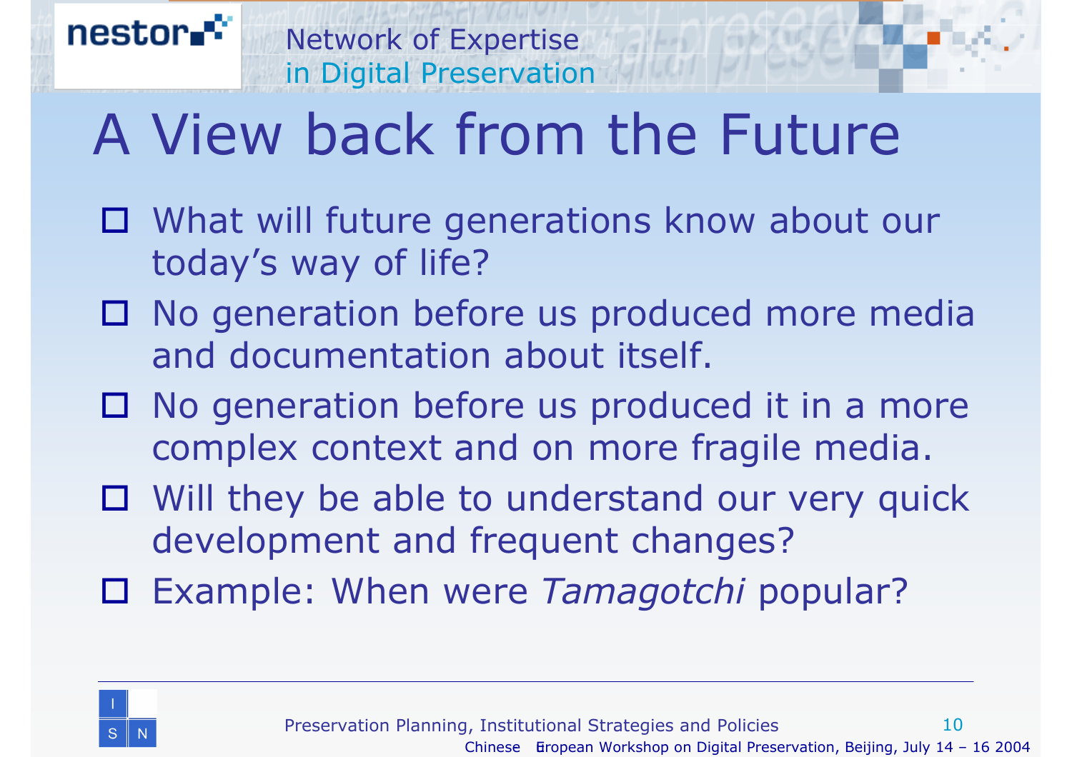# A View back from the Future

- What will future generations know about our today's way of life?
- No generation before us produced more media and documentation about itself.
- No generation before us produced it in a more complex context and on more fragile media.
- Will they be able to understand our very quick development and frequent changes?
- Example: When were *Tamagotchi* popular?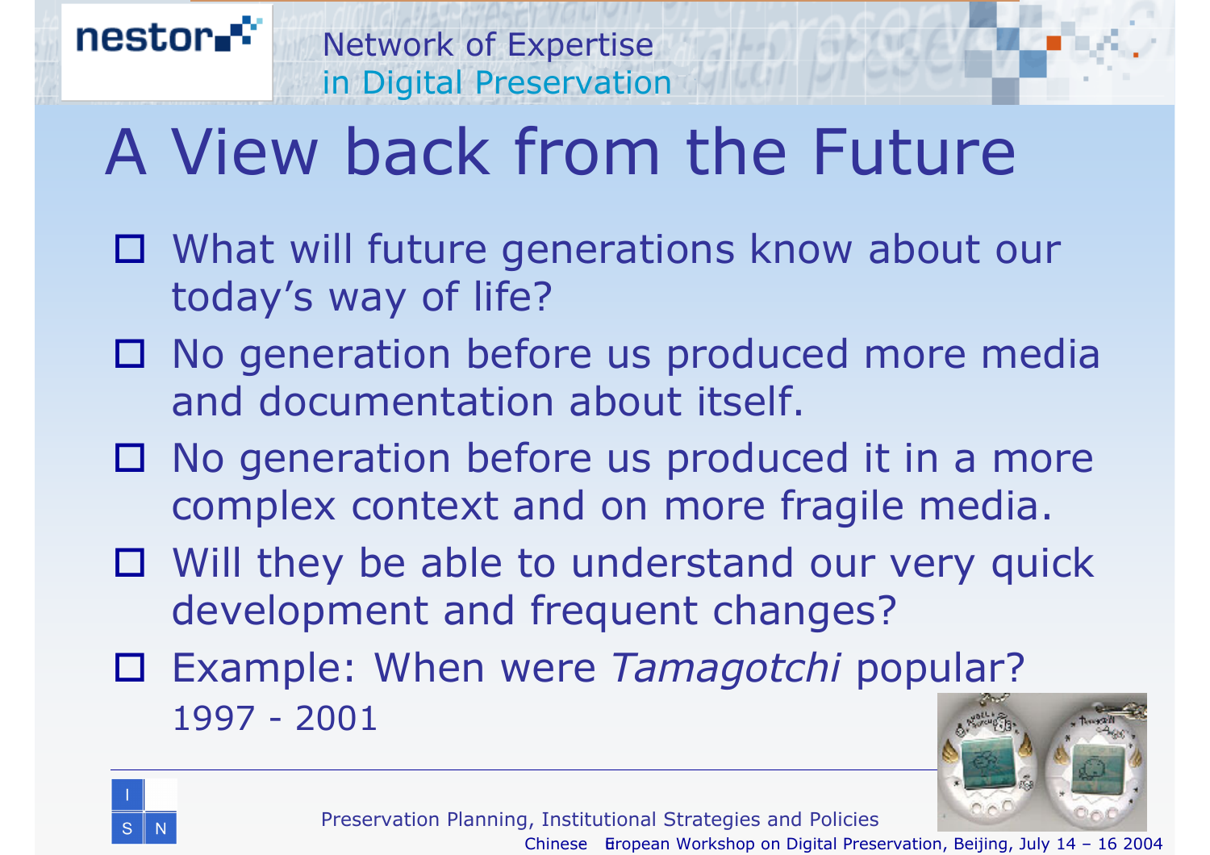# A View back from the Future

- What will future generations know about our today's way of life?
- No generation before us produced more media and documentation about itself.
- No generation before us produced it in a more complex context and on more fragile media.
- Will they be able to understand our very quick development and frequent changes?
- Example: When were *Tamagotchi* popular?
  1997 - 2001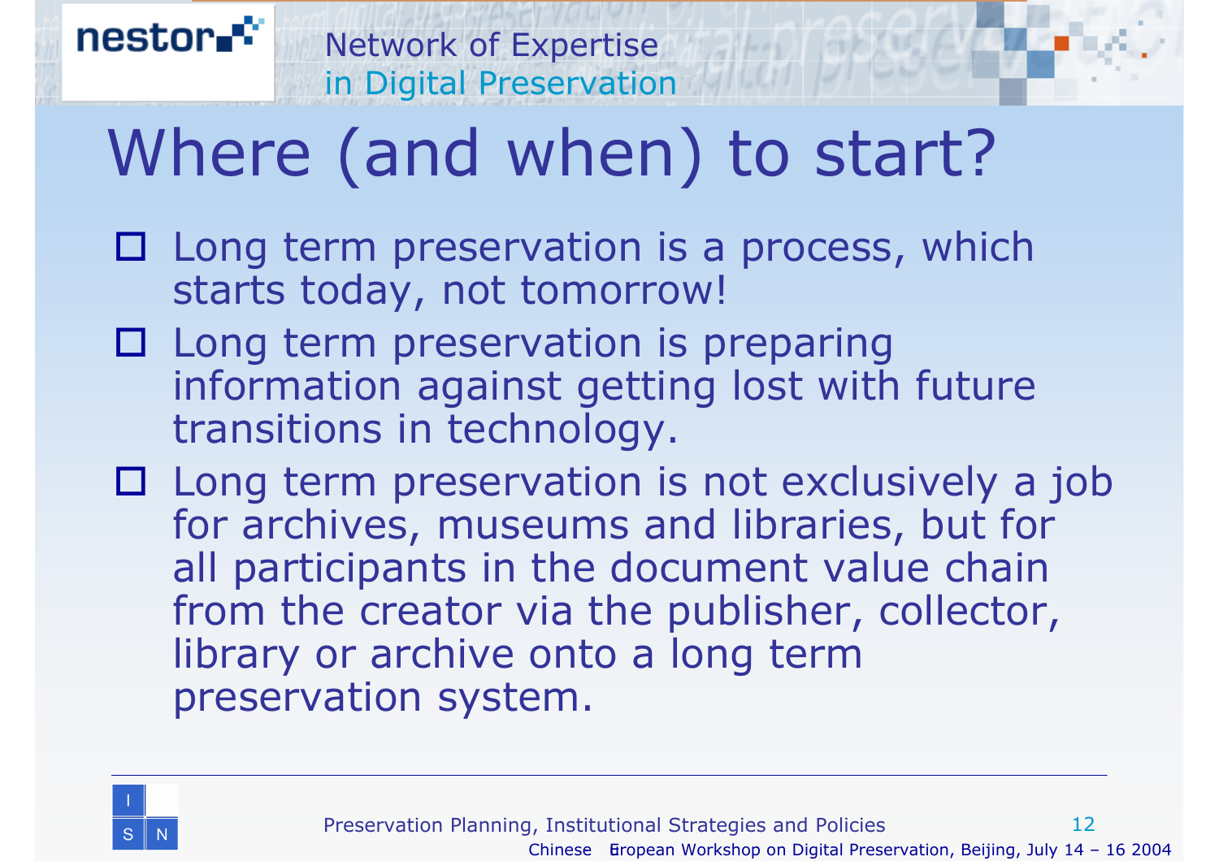# Where (and when) to start?

- Long term preservation is a process, which starts today, not tomorrow!
- Long term preservation is preparing information against getting lost with future transitions in technology.
- Long term preservation is not exclusively a job for archives, museums and libraries, but for all participants in the document value chain from the creator via the publisher, collector, library or archive onto a long term preservation system.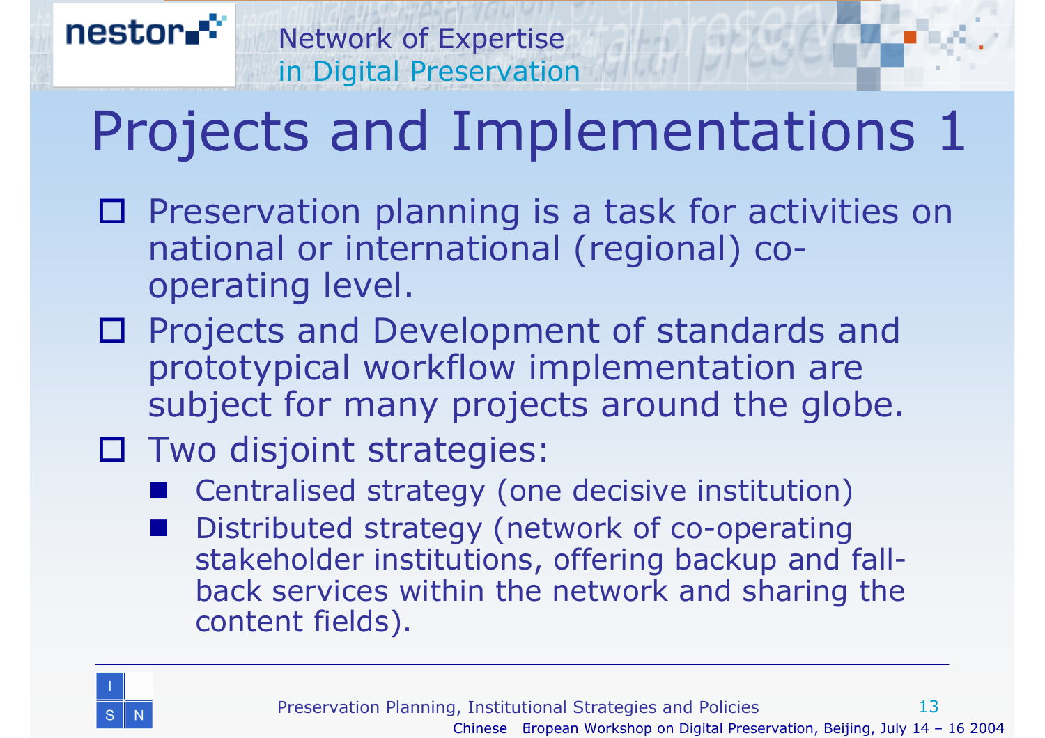# Projects and Implementations 1

- Preservation planning is a task for activities on national or international (regional) co-operating level.
- Projects and Development of standards and prototypical workflow implementation are subject for many projects around the globe.
- Two disjoint strategies:
  - Centralised strategy (one decisive institution)
  - Distributed strategy (network of co-operating stakeholder institutions, offering backup and fall-back services within the network and sharing the content fields).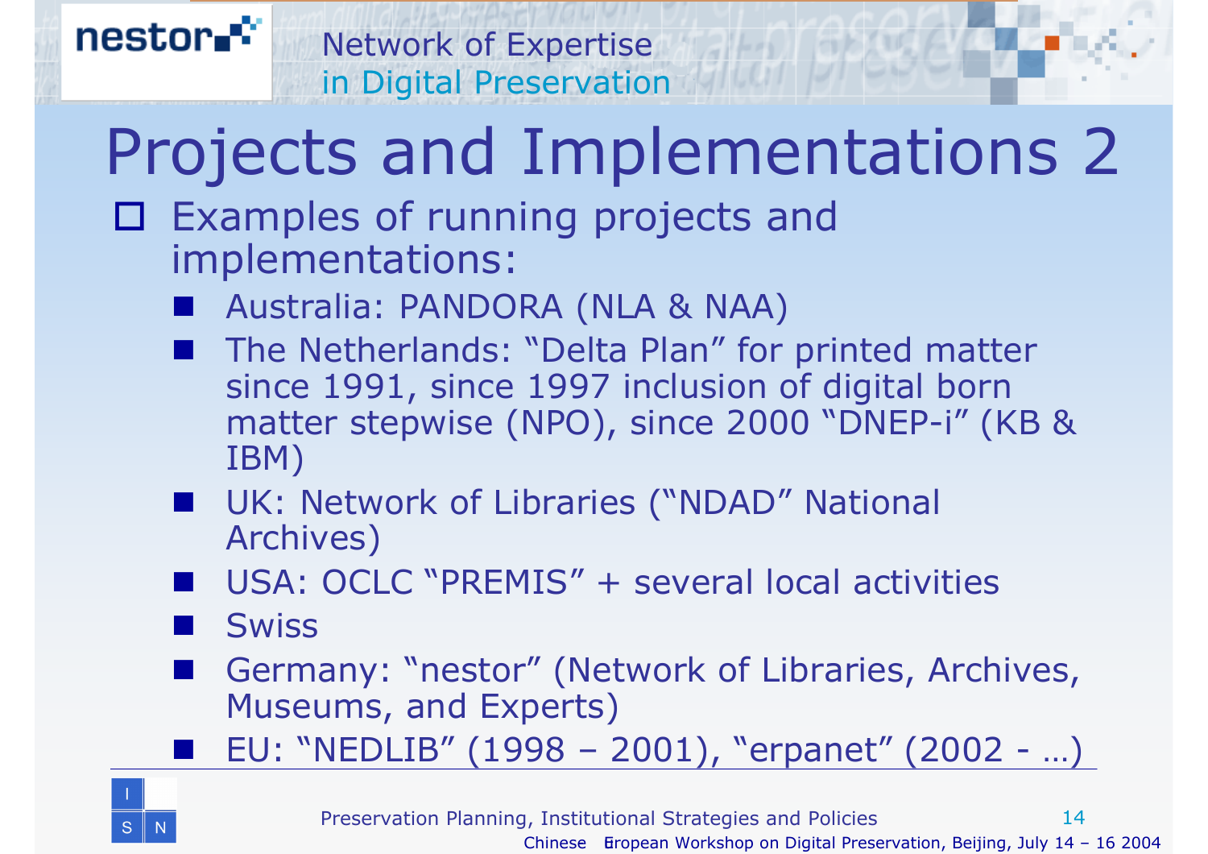# Projects and Implementations 2

- Examples of running projects and implementations:
  - Australia: PANDORA (NLA & NAA)
  - The Netherlands: “Delta Plan” for printed matter since 1991, since 1997 inclusion of digital born matter stepwise (NPO), since 2000 “DNEP-i” (KB & IBM)
  - UK: Network of Libraries (“NDAD” National Archives)
  - USA: OCLC “PREMIS” + several local activities
  - Swiss
  - Germany: “nestor” (Network of Libraries, Archives, Museums, and Experts)
  - EU: “NEDLIB” (1998 – 2001), “erpanet” (2002 - …)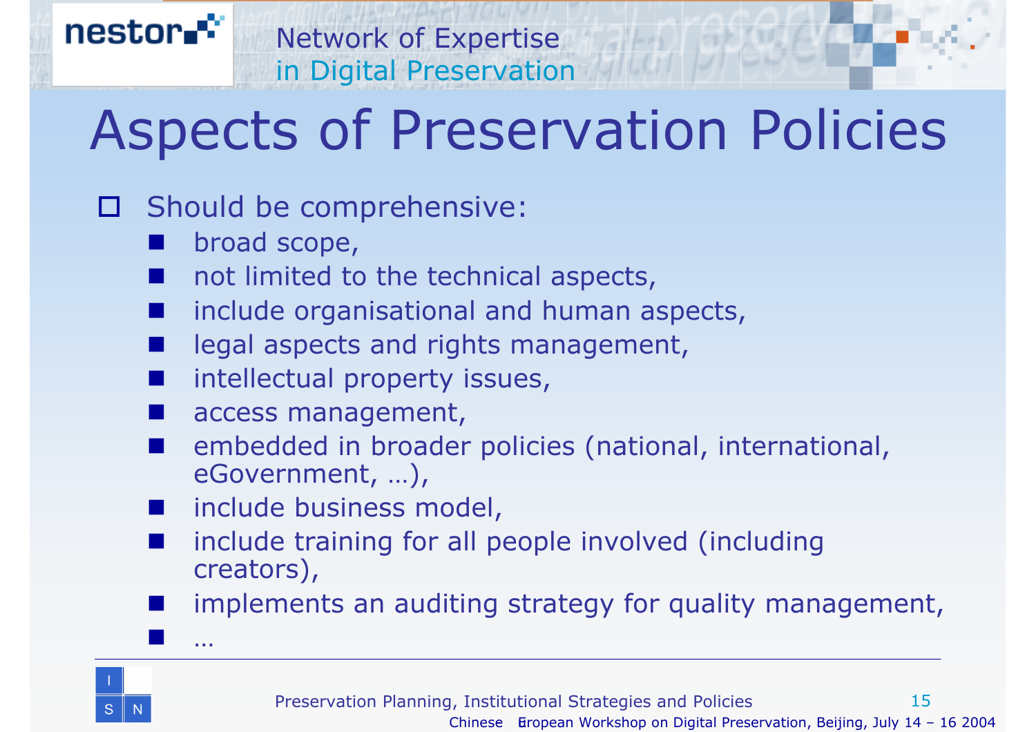# Aspects of Preservation Policies

- Should be comprehensive:
  - broad scope,
  - not limited to the technical aspects,
  - include organisational and human aspects,
  - legal aspects and rights management,
  - intellectual property issues,
  - access management,
  - embedded in broader policies (national, international, eGovernment, …),
  - include business model,
  - include training for all people involved (including creators),
  - implements an auditing strategy for quality management,
  - …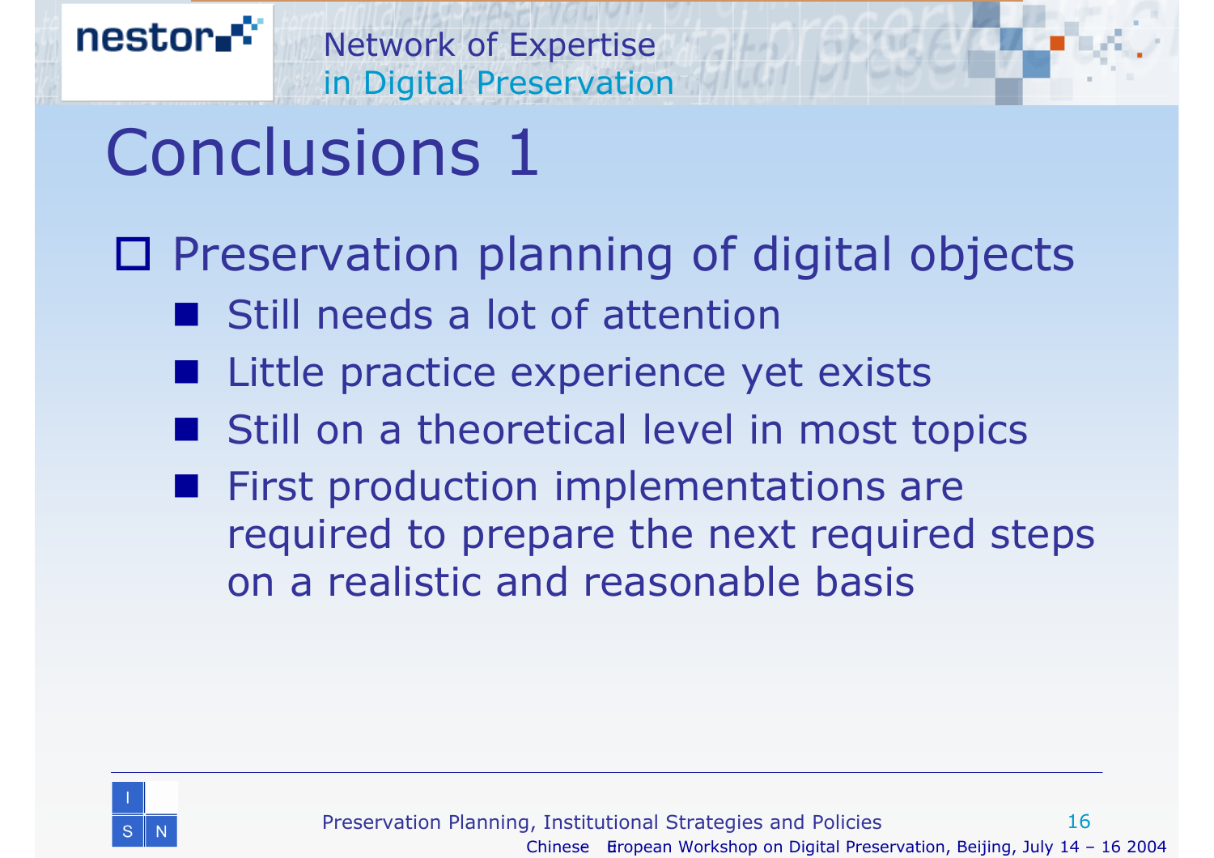# Conclusions 1

- Preservation planning of digital objects
  - Still needs a lot of attention
  - Little practice experience yet exists
  - Still on a theoretical level in most topics
  - First production implementations are required to prepare the next required steps on a realistic and reasonable basis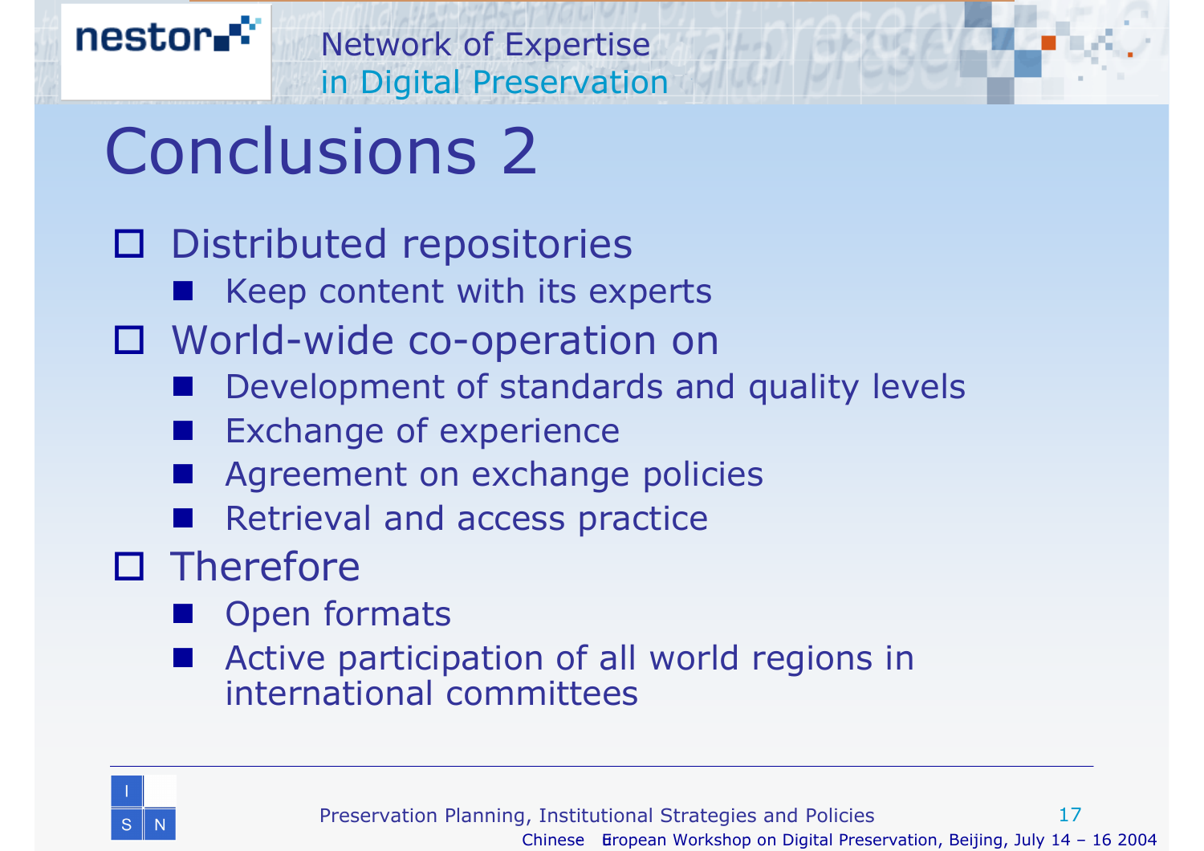# Conclusions 2

- Distributed repositories
  - Keep content with its experts
- World-wide co-operation on
  - Development of standards and quality levels
  - Exchange of experience
  - Agreement on exchange policies
  - Retrieval and access practice
- Therefore
  - Open formats
  - Active participation of all world regions in international committees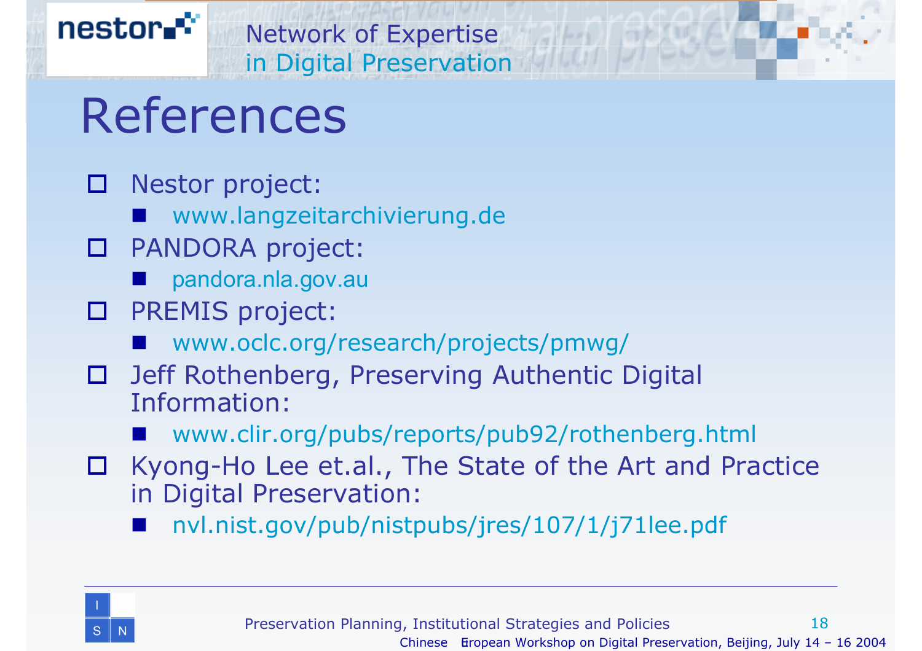# References

- Nestor project:
  - www.langzeitarchivierung.de
- PANDORA project:
  - pandora.nla.gov.au
- PREMIS project:
  - www.oclc.org/research/projects/pmwg/
- Jeff Rothenberg, Preserving Authentic Digital Information:
  - www.clir.org/pubs/reports/pub92/rothenberg.html
- Kyong-Ho Lee et.al., The State of the Art and Practice in Digital Preservation:
  - nvl.nist.gov/pub/nistpubs/jres/107/1/j71lee.pdf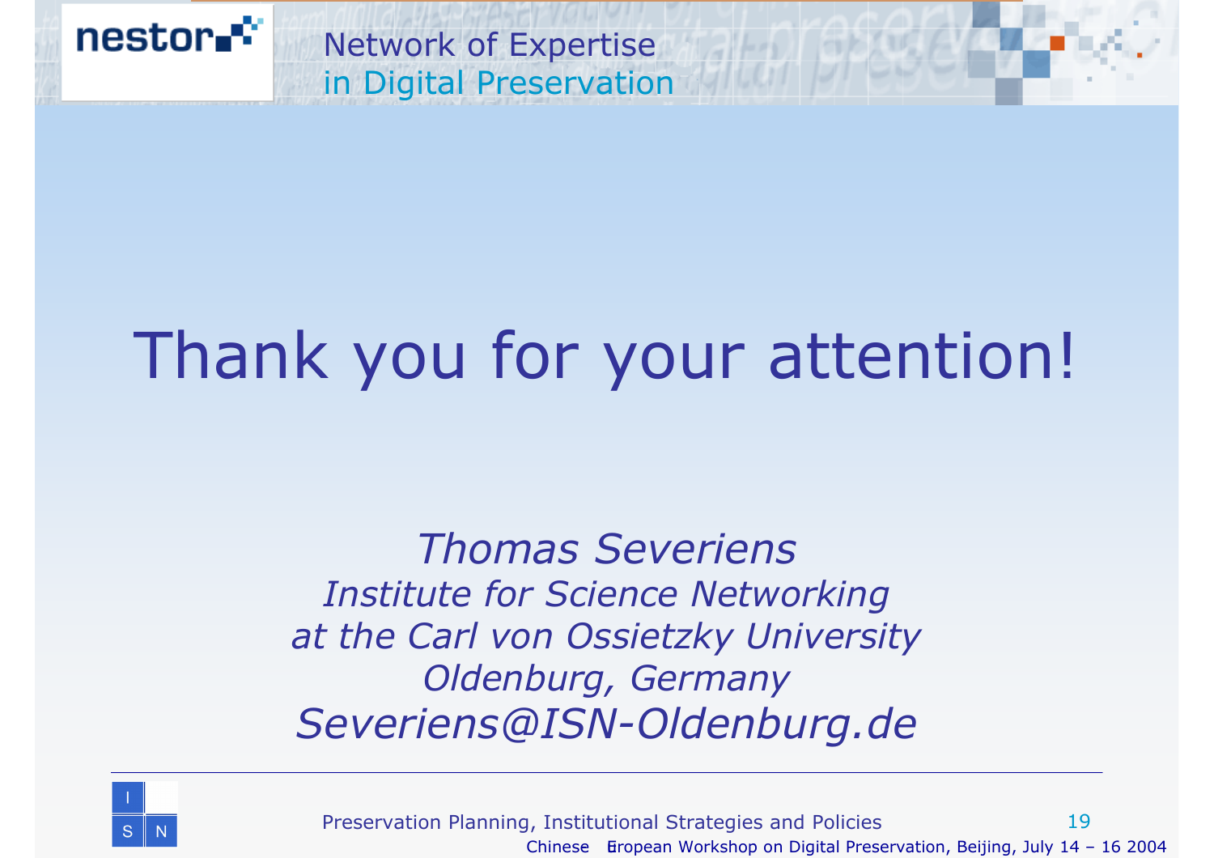# Thank you for your attention!

*Thomas Severiens*
*Institute for Science Networking*
*at the Carl von Ossietzky University*
*Oldenburg, Germany*
*Severiens@ISN-Oldenburg.de*